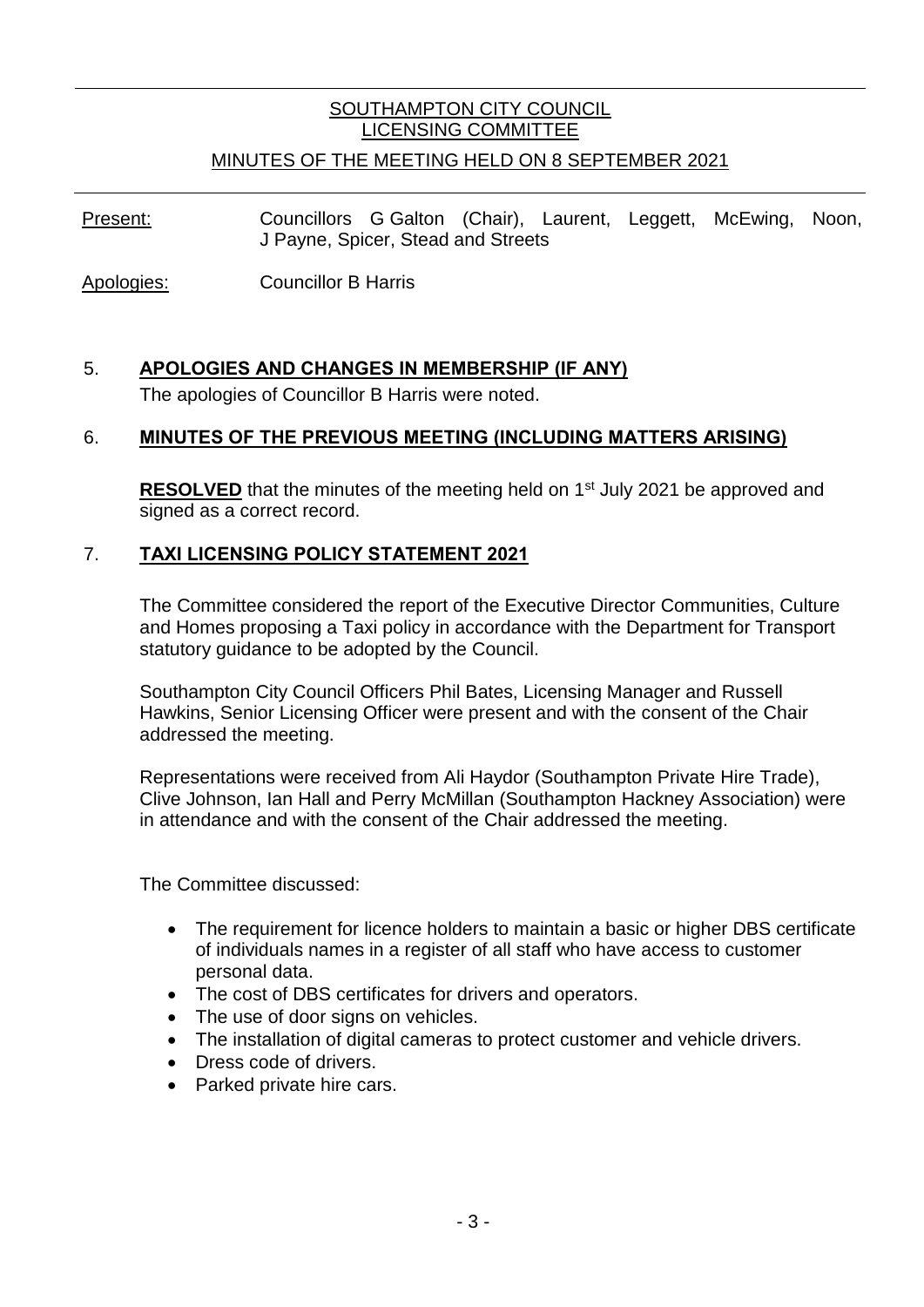SOUTHAMPTON CITY COUNCIL
LICENSING COMMITTEE

MINUTES OF THE MEETING HELD ON 8 SEPTEMBER 2021

Present: Councillors G Galton (Chair), Laurent, Leggett, McEwing, Noon, J Payne, Spicer, Stead and Streets

Apologies: Councillor B Harris

## 5. APOLOGIES AND CHANGES IN MEMBERSHIP (IF ANY)

The apologies of Councillor B Harris were noted.

## 6. MINUTES OF THE PREVIOUS MEETING (INCLUDING MATTERS ARISING)

**RESOLVED** that the minutes of the meeting held on 1st July 2021 be approved and signed as a correct record.

## 7. TAXI LICENSING POLICY STATEMENT 2021

The Committee considered the report of the Executive Director Communities, Culture and Homes proposing a Taxi policy in accordance with the Department for Transport statutory guidance to be adopted by the Council.

Southampton City Council Officers Phil Bates, Licensing Manager and Russell Hawkins, Senior Licensing Officer were present and with the consent of the Chair addressed the meeting.

Representations were received from Ali Haydor (Southampton Private Hire Trade), Clive Johnson, Ian Hall and Perry McMillan (Southampton Hackney Association) were in attendance and with the consent of the Chair addressed the meeting.

The Committee discussed:

- The requirement for licence holders to maintain a basic or higher DBS certificate of individuals names in a register of all staff who have access to customer personal data.
- The cost of DBS certificates for drivers and operators.
- The use of door signs on vehicles.
- The installation of digital cameras to protect customer and vehicle drivers.
- Dress code of drivers.
- Parked private hire cars.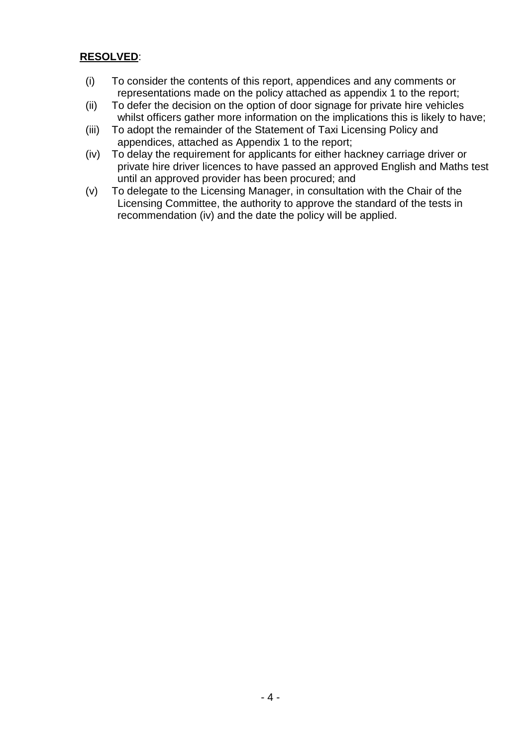**RESOLVED**:

(i) To consider the contents of this report, appendices and any comments or representations made on the policy attached as appendix 1 to the report;

(ii) To defer the decision on the option of door signage for private hire vehicles whilst officers gather more information on the implications this is likely to have;

(iii) To adopt the remainder of the Statement of Taxi Licensing Policy and appendices, attached as Appendix 1 to the report;

(iv) To delay the requirement for applicants for either hackney carriage driver or private hire driver licences to have passed an approved English and Maths test until an approved provider has been procured; and

(v) To delegate to the Licensing Manager, in consultation with the Chair of the Licensing Committee, the authority to approve the standard of the tests in recommendation (iv) and the date the policy will be applied.